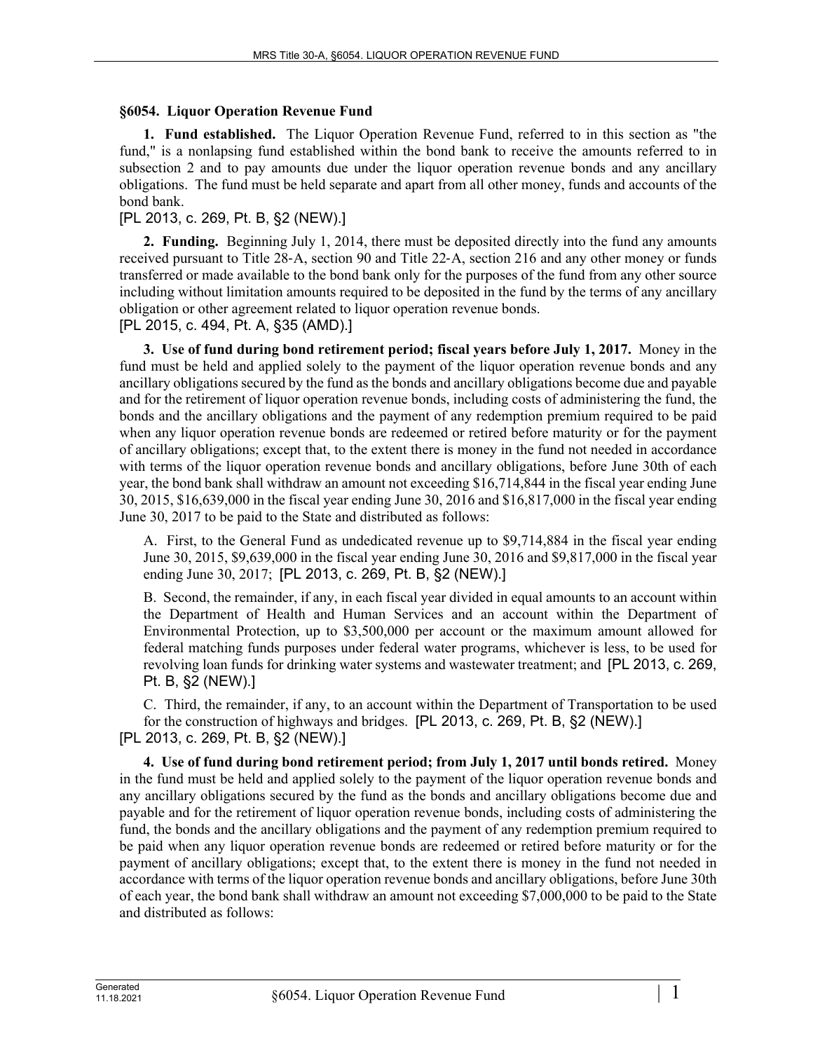### §6054. Liquor Operation Revenue Fund

**1. Fund established.** The Liquor Operation Revenue Fund, referred to in this section as "the fund," is a nonlapsing fund established within the bond bank to receive the amounts referred to in subsection 2 and to pay amounts due under the liquor operation revenue bonds and any ancillary obligations. The fund must be held separate and apart from all other money, funds and accounts of the bond bank.

[PL 2013, c. 269, Pt. B, §2 (NEW).]

**2. Funding.** Beginning July 1, 2014, there must be deposited directly into the fund any amounts received pursuant to Title 28-A, section 90 and Title 22-A, section 216 and any other money or funds transferred or made available to the bond bank only for the purposes of the fund from any other source including without limitation amounts required to be deposited in the fund by the terms of any ancillary obligation or other agreement related to liquor operation revenue bonds.

[PL 2015, c. 494, Pt. A, §35 (AMD).]

**3. Use of fund during bond retirement period; fiscal years before July 1, 2017.** Money in the fund must be held and applied solely to the payment of the liquor operation revenue bonds and any ancillary obligations secured by the fund as the bonds and ancillary obligations become due and payable and for the retirement of liquor operation revenue bonds, including costs of administering the fund, the bonds and the ancillary obligations and the payment of any redemption premium required to be paid when any liquor operation revenue bonds are redeemed or retired before maturity or for the payment of ancillary obligations; except that, to the extent there is money in the fund not needed in accordance with terms of the liquor operation revenue bonds and ancillary obligations, before June 30th of each year, the bond bank shall withdraw an amount not exceeding $16,714,844 in the fiscal year ending June 30, 2015, $16,639,000 in the fiscal year ending June 30, 2016 and $16,817,000 in the fiscal year ending June 30, 2017 to be paid to the State and distributed as follows:

A. First, to the General Fund as undedicated revenue up to $9,714,884 in the fiscal year ending June 30, 2015, $9,639,000 in the fiscal year ending June 30, 2016 and $9,817,000 in the fiscal year ending June 30, 2017; [PL 2013, c. 269, Pt. B, §2 (NEW).]

B. Second, the remainder, if any, in each fiscal year divided in equal amounts to an account within the Department of Health and Human Services and an account within the Department of Environmental Protection, up to $3,500,000 per account or the maximum amount allowed for federal matching funds purposes under federal water programs, whichever is less, to be used for revolving loan funds for drinking water systems and wastewater treatment; and [PL 2013, c. 269, Pt. B, §2 (NEW).]

C. Third, the remainder, if any, to an account within the Department of Transportation to be used for the construction of highways and bridges. [PL 2013, c. 269, Pt. B, §2 (NEW).]

[PL 2013, c. 269, Pt. B, §2 (NEW).]

**4. Use of fund during bond retirement period; from July 1, 2017 until bonds retired.** Money in the fund must be held and applied solely to the payment of the liquor operation revenue bonds and any ancillary obligations secured by the fund as the bonds and ancillary obligations become due and payable and for the retirement of liquor operation revenue bonds, including costs of administering the fund, the bonds and the ancillary obligations and the payment of any redemption premium required to be paid when any liquor operation revenue bonds are redeemed or retired before maturity or for the payment of ancillary obligations; except that, to the extent there is money in the fund not needed in accordance with terms of the liquor operation revenue bonds and ancillary obligations, before June 30th of each year, the bond bank shall withdraw an amount not exceeding $7,000,000 to be paid to the State and distributed as follows: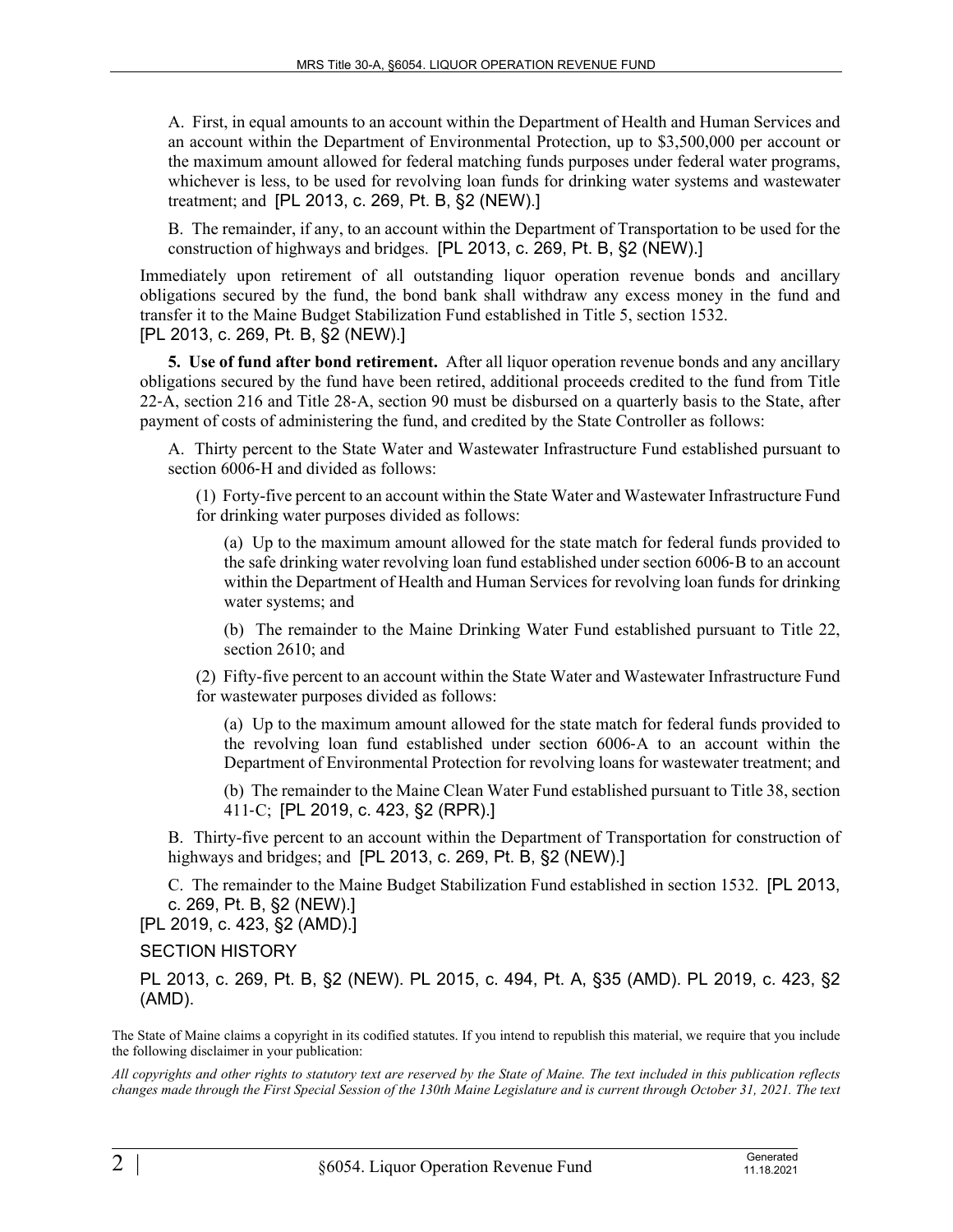A. First, in equal amounts to an account within the Department of Health and Human Services and an account within the Department of Environmental Protection, up to $3,500,000 per account or the maximum amount allowed for federal matching funds purposes under federal water programs, whichever is less, to be used for revolving loan funds for drinking water systems and wastewater treatment; and [PL 2013, c. 269, Pt. B, §2 (NEW).]

B. The remainder, if any, to an account within the Department of Transportation to be used for the construction of highways and bridges. [PL 2013, c. 269, Pt. B, §2 (NEW).]

Immediately upon retirement of all outstanding liquor operation revenue bonds and ancillary obligations secured by the fund, the bond bank shall withdraw any excess money in the fund and transfer it to the Maine Budget Stabilization Fund established in Title 5, section 1532.
[PL 2013, c. 269, Pt. B, §2 (NEW).]

**5. Use of fund after bond retirement.** After all liquor operation revenue bonds and any ancillary obligations secured by the fund have been retired, additional proceeds credited to the fund from Title 22-A, section 216 and Title 28-A, section 90 must be disbursed on a quarterly basis to the State, after payment of costs of administering the fund, and credited by the State Controller as follows:

A. Thirty percent to the State Water and Wastewater Infrastructure Fund established pursuant to section 6006-H and divided as follows:

(1) Forty-five percent to an account within the State Water and Wastewater Infrastructure Fund for drinking water purposes divided as follows:

(a) Up to the maximum amount allowed for the state match for federal funds provided to the safe drinking water revolving loan fund established under section 6006-B to an account within the Department of Health and Human Services for revolving loan funds for drinking water systems; and

(b) The remainder to the Maine Drinking Water Fund established pursuant to Title 22, section 2610; and

(2) Fifty-five percent to an account within the State Water and Wastewater Infrastructure Fund for wastewater purposes divided as follows:

(a) Up to the maximum amount allowed for the state match for federal funds provided to the revolving loan fund established under section 6006-A to an account within the Department of Environmental Protection for revolving loans for wastewater treatment; and

(b) The remainder to the Maine Clean Water Fund established pursuant to Title 38, section 411-C; [PL 2019, c. 423, §2 (RPR).]

B. Thirty-five percent to an account within the Department of Transportation for construction of highways and bridges; and [PL 2013, c. 269, Pt. B, §2 (NEW).]

C. The remainder to the Maine Budget Stabilization Fund established in section 1532. [PL 2013, c. 269, Pt. B, §2 (NEW).]

[PL 2019, c. 423, §2 (AMD).]

SECTION HISTORY

PL 2013, c. 269, Pt. B, §2 (NEW). PL 2015, c. 494, Pt. A, §35 (AMD). PL 2019, c. 423, §2 (AMD).

The State of Maine claims a copyright in its codified statutes. If you intend to republish this material, we require that you include the following disclaimer in your publication:

*All copyrights and other rights to statutory text are reserved by the State of Maine. The text included in this publication reflects changes made through the First Special Session of the 130th Maine Legislature and is current through October 31, 2021. The text*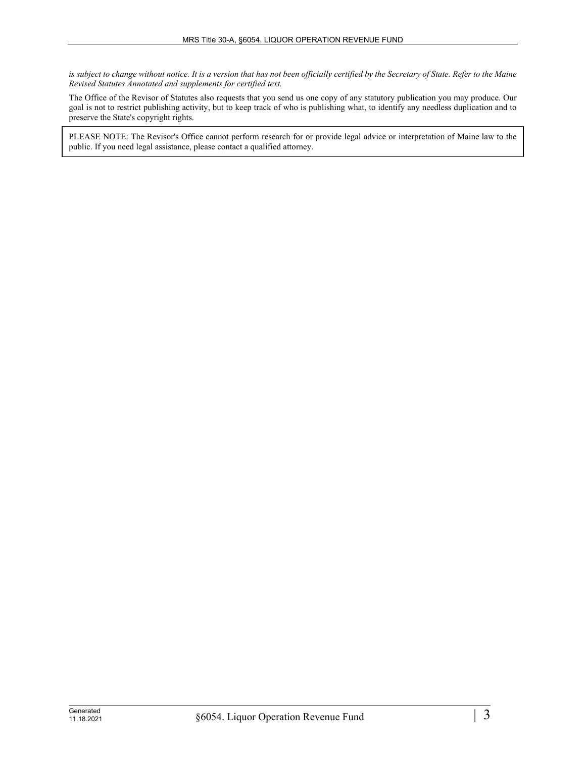*is subject to change without notice. It is a version that has not been officially certified by the Secretary of State. Refer to the Maine Revised Statutes Annotated and supplements for certified text.*

The Office of the Revisor of Statutes also requests that you send us one copy of any statutory publication you may produce. Our goal is not to restrict publishing activity, but to keep track of who is publishing what, to identify any needless duplication and to preserve the State's copyright rights.

PLEASE NOTE: The Revisor's Office cannot perform research for or provide legal advice or interpretation of Maine law to the public. If you need legal assistance, please contact a qualified attorney.